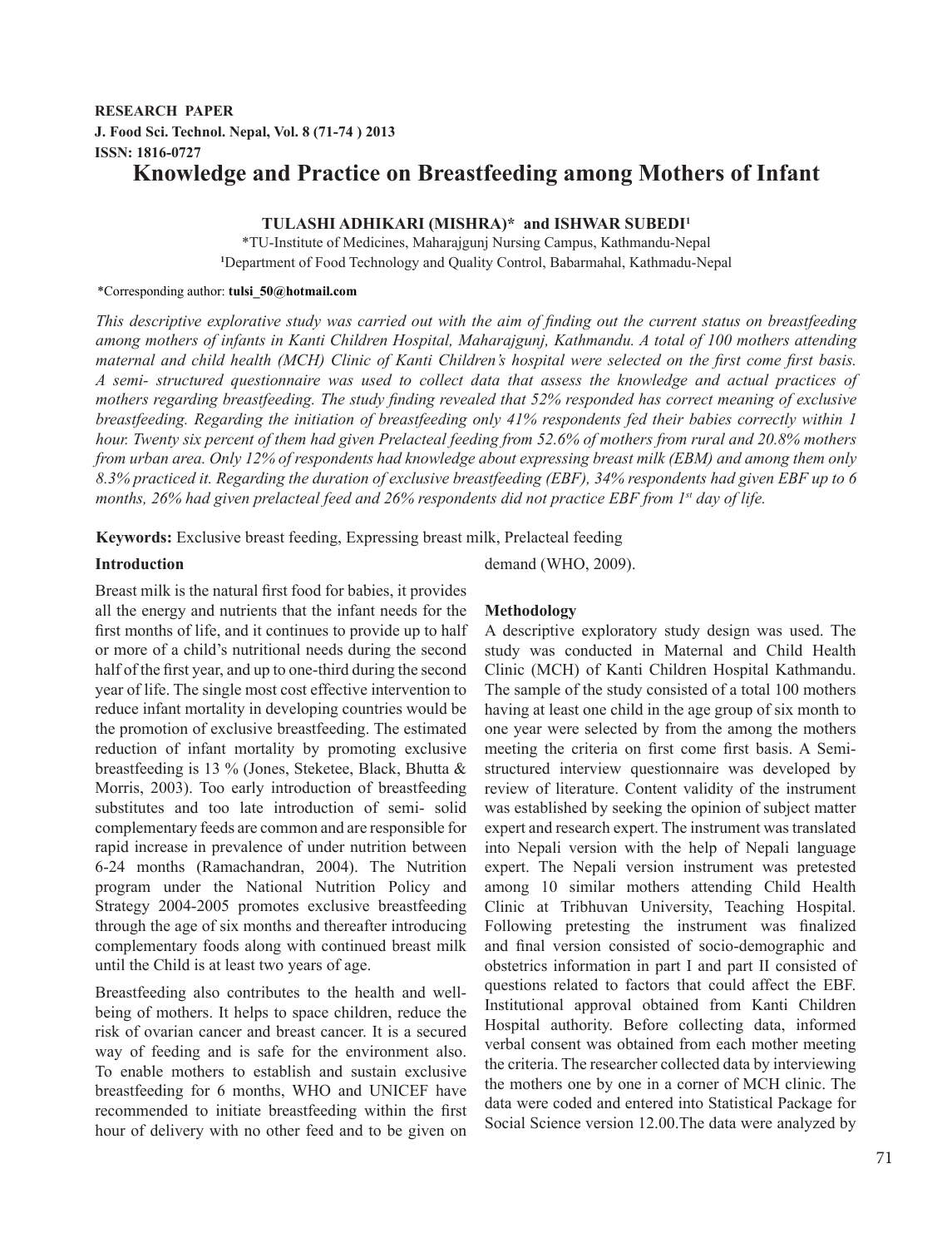**RESEARCH PAPER**
**J. Food Sci. Technol. Nepal, Vol. 8 (71-74 ) 2013**
**ISSN: 1816-0727**

# Knowledge and Practice on Breastfeeding among Mothers of Infant

**TULASHI ADHIKARI (MISHRA)* and ISHWAR SUBEDI[1]**

*TU-Institute of Medicines, Maharajgunj Nursing Campus, Kathmandu-Nepal
[1]Department of Food Technology and Quality Control, Babarmahal, Kathmandu-Nepal

*Corresponding author: **tulsi_50@hotmail.com**

*This descriptive explorative study was carried out with the aim of finding out the current status on breastfeeding among mothers of infants in Kanti Children Hospital, Maharajgunj, Kathmandu. A total of 100 mothers attending maternal and child health (MCH) Clinic of Kanti Children's hospital were selected on the first come first basis. A semi- structured questionnaire was used to collect data that assess the knowledge and actual practices of mothers regarding breastfeeding. The study finding revealed that 52% responded has correct meaning of exclusive breastfeeding. Regarding the initiation of breastfeeding only 41% respondents fed their babies correctly within 1 hour. Twenty six percent of them had given Prelacteal feeding from 52.6% of mothers from rural and 20.8% mothers from urban area. Only 12% of respondents had knowledge about expressing breast milk (EBM) and among them only 8.3% practiced it. Regarding the duration of exclusive breastfeeding (EBF), 34% respondents had given EBF up to 6 months, 26% had given prelacteal feed and 26% respondents did not practice EBF from 1st day of life.*

**Keywords:** Exclusive breast feeding, Expressing breast milk, Prelacteal feeding

## Introduction

Breast milk is the natural first food for babies, it provides all the energy and nutrients that the infant needs for the first months of life, and it continues to provide up to half or more of a child's nutritional needs during the second half of the first year, and up to one-third during the second year of life. The single most cost effective intervention to reduce infant mortality in developing countries would be the promotion of exclusive breastfeeding. The estimated reduction of infant mortality by promoting exclusive breastfeeding is 13 % (Jones, Steketee, Black, Bhutta & Morris, 2003). Too early introduction of breastfeeding substitutes and too late introduction of semi- solid complementary feeds are common and are responsible for rapid increase in prevalence of under nutrition between 6-24 months (Ramachandran, 2004). The Nutrition program under the National Nutrition Policy and Strategy 2004-2005 promotes exclusive breastfeeding through the age of six months and thereafter introducing complementary foods along with continued breast milk until the Child is at least two years of age.

Breastfeeding also contributes to the health and well-being of mothers. It helps to space children, reduce the risk of ovarian cancer and breast cancer. It is a secured way of feeding and is safe for the environment also. To enable mothers to establish and sustain exclusive breastfeeding for 6 months, WHO and UNICEF have recommended to initiate breastfeeding within the first hour of delivery with no other feed and to be given on demand (WHO, 2009).

## Methodology

A descriptive exploratory study design was used. The study was conducted in Maternal and Child Health Clinic (MCH) of Kanti Children Hospital Kathmandu. The sample of the study consisted of a total 100 mothers having at least one child in the age group of six month to one year were selected by from the among the mothers meeting the criteria on first come first basis. A Semi-structured interview questionnaire was developed by review of literature. Content validity of the instrument was established by seeking the opinion of subject matter expert and research expert. The instrument was translated into Nepali version with the help of Nepali language expert. The Nepali version instrument was pretested among 10 similar mothers attending Child Health Clinic at Tribhuvan University, Teaching Hospital. Following pretesting the instrument was finalized and final version consisted of socio-demographic and obstetrics information in part I and part II consisted of questions related to factors that could affect the EBF. Institutional approval obtained from Kanti Children Hospital authority. Before collecting data, informed verbal consent was obtained from each mother meeting the criteria. The researcher collected data by interviewing the mothers one by one in a corner of MCH clinic. The data were coded and entered into Statistical Package for Social Science version 12.00.The data were analyzed by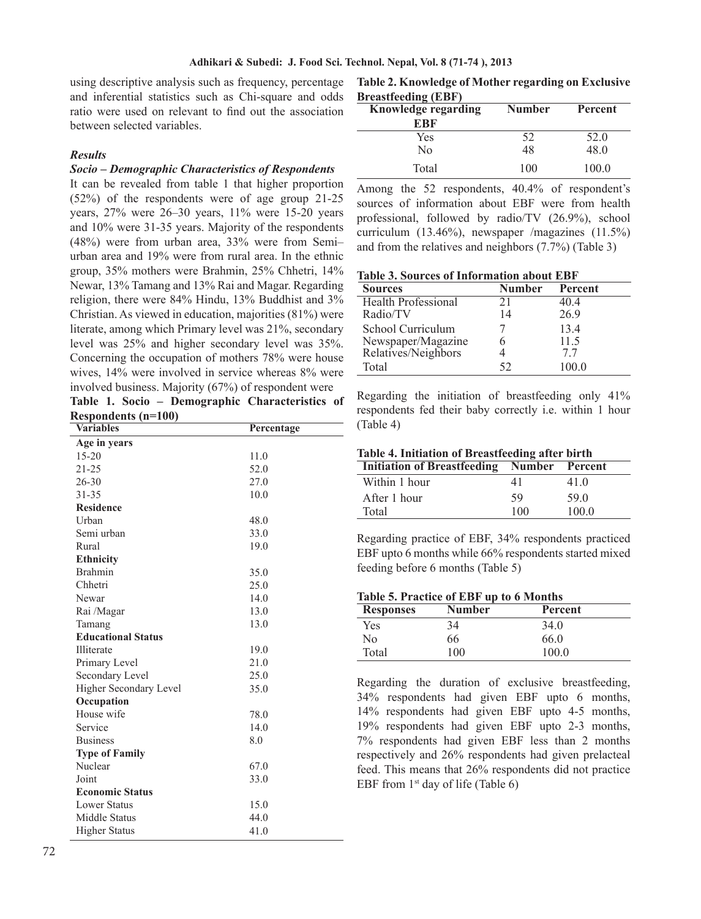using descriptive analysis such as frequency, percentage and inferential statistics such as Chi-square and odds ratio were used on relevant to find out the association between selected variables.

### *Results*

#### *Socio – Demographic Characteristics of Respondents*

It can be revealed from table 1 that higher proportion (52%) of the respondents were of age group 21-25 years, 27% were 26–30 years, 11% were 15-20 years and 10% were 31-35 years. Majority of the respondents (48%) were from urban area, 33% were from Semi–urban area and 19% were from rural area. In the ethnic group, 35% mothers were Brahmin, 25% Chhetri, 14% Newar, 13% Tamang and 13% Rai and Magar. Regarding religion, there were 84% Hindu, 13% Buddhist and 3% Christian. As viewed in education, majorities (81%) were literate, among which Primary level was 21%, secondary level was 25% and higher secondary level was 35%. Concerning the occupation of mothers 78% were house wives, 14% were involved in service whereas 8% were involved business. Majority (67%) of respondent were

**Table 1. Socio – Demographic Characteristics of Respondents (n=100)**

| Variables | Percentage |
|---|---|
| **Age in years** | |
| 15-20 | 11.0 |
| 21-25 | 52.0 |
| 26-30 | 27.0 |
| 31-35 | 10.0 |
| **Residence** | |
| Urban | 48.0 |
| Semi urban | 33.0 |
| Rural | 19.0 |
| **Ethnicity** | |
| Brahmin | 35.0 |
| Chhetri | 25.0 |
| Newar | 14.0 |
| Rai /Magar | 13.0 |
| Tamang | 13.0 |
| **Educational Status** | |
| Illiterate | 19.0 |
| Primary Level | 21.0 |
| Secondary Level | 25.0 |
| Higher Secondary Level | 35.0 |
| **Occupation** | |
| House wife | 78.0 |
| Service | 14.0 |
| Business | 8.0 |
| **Type of Family** | |
| Nuclear | 67.0 |
| Joint | 33.0 |
| **Economic Status** | |
| Lower Status | 15.0 |
| Middle Status | 44.0 |
| Higher Status | 41.0 |

**Table 2. Knowledge of Mother regarding on Exclusive Breastfeeding (EBF)**

| Knowledge regarding EBF | Number | Percent |
|---|---|---|
| Yes | 52 | 52.0 |
| No | 48 | 48.0 |
| Total | 100 | 100.0 |

Among the 52 respondents, 40.4% of respondent's sources of information about EBF were from health professional, followed by radio/TV (26.9%), school curriculum (13.46%), newspaper /magazines (11.5%) and from the relatives and neighbors (7.7%) (Table 3)

**Table 3. Sources of Information about EBF**

| Sources | Number | Percent |
|---|---|---|
| Health Professional | 21 | 40.4 |
| Radio/TV | 14 | 26.9 |
| School Curriculum | 7 | 13.4 |
| Newspaper/Magazine | 6 | 11.5 |
| Relatives/Neighbors | 4 | 7.7 |
| Total | 52 | 100.0 |

Regarding the initiation of breastfeeding only 41% respondents fed their baby correctly i.e. within 1 hour (Table 4)

**Table 4. Initiation of Breastfeeding after birth**

| Initiation of Breastfeeding | Number | Percent |
|---|---|---|
| Within 1 hour | 41 | 41.0 |
| After 1 hour | 59 | 59.0 |
| Total | 100 | 100.0 |

Regarding practice of EBF, 34% respondents practiced EBF upto 6 months while 66% respondents started mixed feeding before 6 months (Table 5)

**Table 5. Practice of EBF up to 6 Months**

| Responses | Number | Percent |
|---|---|---|
| Yes | 34 | 34.0 |
| No | 66 | 66.0 |
| Total | 100 | 100.0 |

Regarding the duration of exclusive breastfeeding, 34% respondents had given EBF upto 6 months, 14% respondents had given EBF upto 4-5 months, 19% respondents had given EBF upto 2-3 months, 7% respondents had given EBF less than 2 months respectively and 26% respondents had given prelacteal feed. This means that 26% respondents did not practice EBF from 1st day of life (Table 6)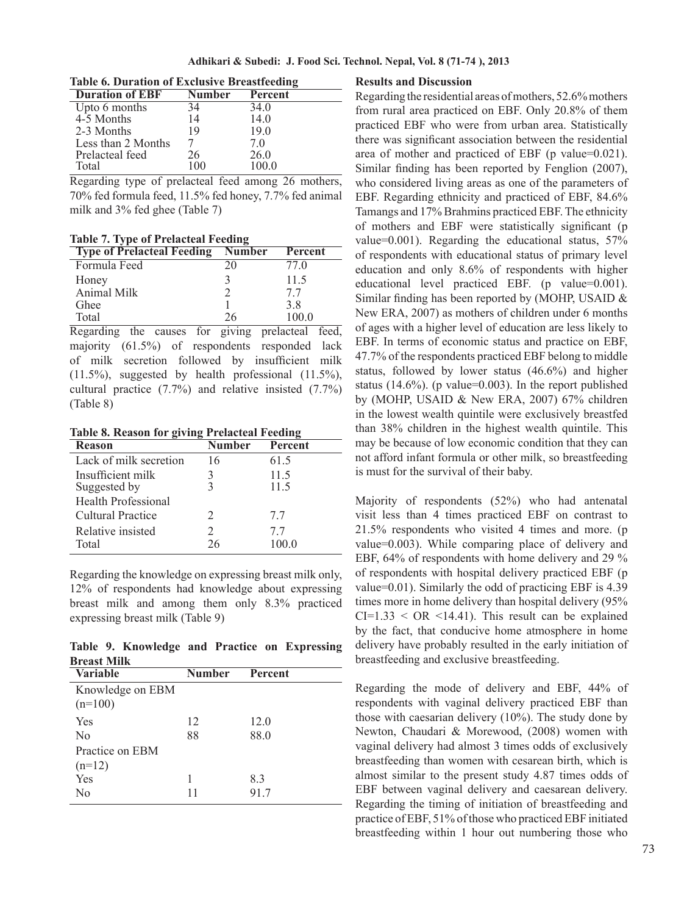**Table 6. Duration of Exclusive Breastfeeding**

| Duration of EBF | Number | Percent |
|---|---|---|
| Upto 6 months | 34 | 34.0 |
| 4-5 Months | 14 | 14.0 |
| 2-3 Months | 19 | 19.0 |
| Less than 2 Months | 7 | 7.0 |
| Prelacteal feed | 26 | 26.0 |
| Total | 100 | 100.0 |

Regarding type of prelacteal feed among 26 mothers, 70% fed formula feed, 11.5% fed honey, 7.7% fed animal milk and 3% fed ghee (Table 7)

**Table 7. Type of Prelacteal Feeding**

| Type of Prelacteal Feeding | Number | Percent |
|---|---|---|
| Formula Feed | 20 | 77.0 |
| Honey | 3 | 11.5 |
| Animal Milk | 2 | 7.7 |
| Ghee | 1 | 3.8 |
| Total | 26 | 100.0 |

Regarding the causes for giving prelacteal feed, majority (61.5%) of respondents responded lack of milk secretion followed by insufficient milk (11.5%), suggested by health professional (11.5%), cultural practice (7.7%) and relative insisted (7.7%) (Table 8)

**Table 8. Reason for giving Prelacteal Feeding**

| Reason | Number | Percent |
|---|---|---|
| Lack of milk secretion | 16 | 61.5 |
| Insufficient milk | 3 | 11.5 |
| Suggested by Health Professional | 3 | 11.5 |
| Cultural Practice | 2 | 7.7 |
| Relative insisted | 2 | 7.7 |
| Total | 26 | 100.0 |

Regarding the knowledge on expressing breast milk only, 12% of respondents had knowledge about expressing breast milk and among them only 8.3% practiced expressing breast milk (Table 9)

**Table 9. Knowledge and Practice on Expressing Breast Milk**

| Variable | Number | Percent |
|---|---|---|
| Knowledge on EBM (n=100) | | |
| Yes | 12 | 12.0 |
| No | 88 | 88.0 |
| Practice on EBM (n=12) | | |
| Yes | 1 | 8.3 |
| No | 11 | 91.7 |

## Results and Discussion

Regarding the residential areas of mothers, 52.6% mothers from rural area practiced on EBF. Only 20.8% of them practiced EBF who were from urban area. Statistically there was significant association between the residential area of mother and practiced of EBF (p value=0.021). Similar finding has been reported by Fenglion (2007), who considered living areas as one of the parameters of EBF. Regarding ethnicity and practiced of EBF, 84.6% Tamangs and 17% Brahmins practiced EBF. The ethnicity of mothers and EBF were statistically significant (p value=0.001). Regarding the educational status, 57% of respondents with educational status of primary level education and only 8.6% of respondents with higher educational level practiced EBF. (p value=0.001). Similar finding has been reported by (MOHP, USAID & New ERA, 2007) as mothers of children under 6 months of ages with a higher level of education are less likely to EBF. In terms of economic status and practice on EBF, 47.7% of the respondents practiced EBF belong to middle status, followed by lower status (46.6%) and higher status (14.6%). (p value=0.003). In the report published by (MOHP, USAID & New ERA, 2007) 67% children in the lowest wealth quintile were exclusively breastfed than 38% children in the highest wealth quintile. This may be because of low economic condition that they can not afford infant formula or other milk, so breastfeeding is must for the survival of their baby.

Majority of respondents (52%) who had antenatal visit less than 4 times practiced EBF on contrast to 21.5% respondents who visited 4 times and more. (p value=0.003). While comparing place of delivery and EBF, 64% of respondents with home delivery and 29 % of respondents with hospital delivery practiced EBF (p value=0.01). Similarly the odd of practicing EBF is 4.39 times more in home delivery than hospital delivery (95% CI=1.33 < OR <14.41). This result can be explained by the fact, that conducive home atmosphere in home delivery have probably resulted in the early initiation of breastfeeding and exclusive breastfeeding.

Regarding the mode of delivery and EBF, 44% of respondents with vaginal delivery practiced EBF than those with caesarian delivery (10%). The study done by Newton, Chaudari & Morewood, (2008) women with vaginal delivery had almost 3 times odds of exclusively breastfeeding than women with cesarean birth, which is almost similar to the present study 4.87 times odds of EBF between vaginal delivery and caesarean delivery. Regarding the timing of initiation of breastfeeding and practice of EBF, 51% of those who practiced EBF initiated breastfeeding within 1 hour out numbering those who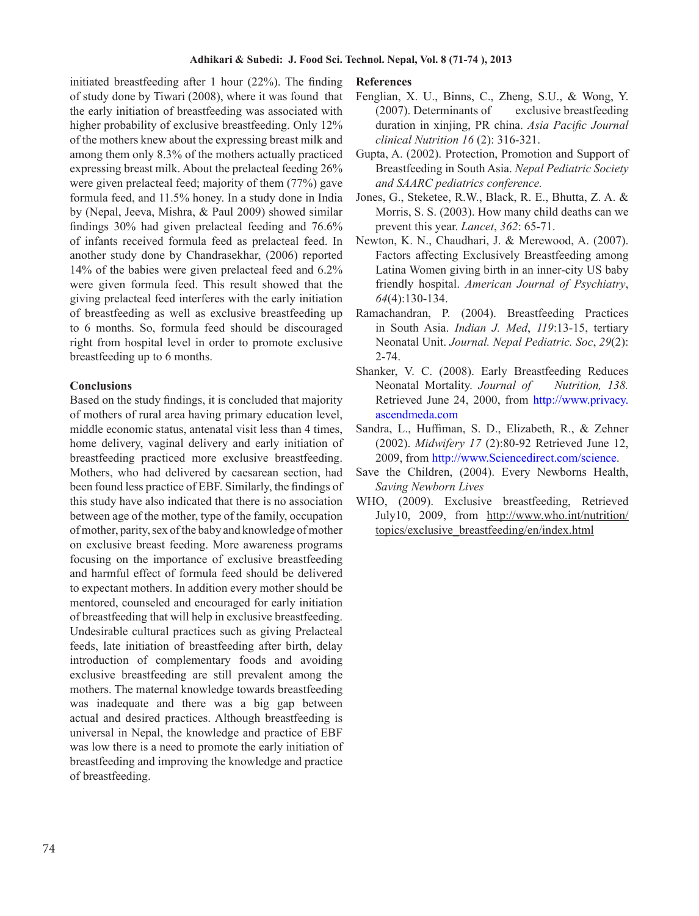initiated breastfeeding after 1 hour (22%). The finding of study done by Tiwari (2008), where it was found that the early initiation of breastfeeding was associated with higher probability of exclusive breastfeeding. Only 12% of the mothers knew about the expressing breast milk and among them only 8.3% of the mothers actually practiced expressing breast milk. About the prelacteal feeding 26% were given prelacteal feed; majority of them (77%) gave formula feed, and 11.5% honey. In a study done in India by (Nepal, Jeeva, Mishra, & Paul 2009) showed similar findings 30% had given prelacteal feeding and 76.6% of infants received formula feed as prelacteal feed. In another study done by Chandrasekhar, (2006) reported 14% of the babies were given prelacteal feed and 6.2% were given formula feed. This result showed that the giving prelacteal feed interferes with the early initiation of breastfeeding as well as exclusive breastfeeding up to 6 months. So, formula feed should be discouraged right from hospital level in order to promote exclusive breastfeeding up to 6 months.

## Conclusions

Based on the study findings, it is concluded that majority of mothers of rural area having primary education level, middle economic status, antenatal visit less than 4 times, home delivery, vaginal delivery and early initiation of breastfeeding practiced more exclusive breastfeeding. Mothers, who had delivered by caesarean section, had been found less practice of EBF. Similarly, the findings of this study have also indicated that there is no association between age of the mother, type of the family, occupation of mother, parity, sex of the baby and knowledge of mother on exclusive breast feeding. More awareness programs focusing on the importance of exclusive breastfeeding and harmful effect of formula feed should be delivered to expectant mothers. In addition every mother should be mentored, counseled and encouraged for early initiation of breastfeeding that will help in exclusive breastfeeding. Undesirable cultural practices such as giving Prelacteal feeds, late initiation of breastfeeding after birth, delay introduction of complementary foods and avoiding exclusive breastfeeding are still prevalent among the mothers. The maternal knowledge towards breastfeeding was inadequate and there was a big gap between actual and desired practices. Although breastfeeding is universal in Nepal, the knowledge and practice of EBF was low there is a need to promote the early initiation of breastfeeding and improving the knowledge and practice of breastfeeding.

## References

Fenglian, X. U., Binns, C., Zheng, S.U., & Wong, Y. (2007). Determinants of exclusive breastfeeding duration in xinjing, PR china. *Asia Pacific Journal clinical Nutrition 16* (2): 316-321.

Gupta, A. (2002). Protection, Promotion and Support of Breastfeeding in South Asia. *Nepal Pediatric Society and SAARC pediatrics conference.*

Jones, G., Steketee, R.W., Black, R. E., Bhutta, Z. A. & Morris, S. S. (2003). How many child deaths can we prevent this year. *Lancet*, *362*: 65-71.

Newton, K. N., Chaudhari, J. & Merewood, A. (2007). Factors affecting Exclusively Breastfeeding among Latina Women giving birth in an inner-city US baby friendly hospital. *American Journal of Psychiatry*, *64*(4):130-134.

Ramachandran, P. (2004). Breastfeeding Practices in South Asia. *Indian J. Med*, *119*:13-15, tertiary Neonatal Unit. *Journal. Nepal Pediatric. Soc*, *29*(2): 2-74.

Shanker, V. C. (2008). Early Breastfeeding Reduces Neonatal Mortality. *Journal of Nutrition, 138.* Retrieved June 24, 2000, from http://www.privacy.ascendmeda.com

Sandra, L., Huffiman, S. D., Elizabeth, R., & Zehner (2002). *Midwifery 17* (2):80-92 Retrieved June 12, 2009, from http://www.Sciencedirect.com/science.

Save the Children, (2004). Every Newborns Health, *Saving Newborn Lives*

WHO, (2009). Exclusive breastfeeding, Retrieved July10, 2009, from http://www.who.int/nutrition/topics/exclusive_breastfeeding/en/index.html